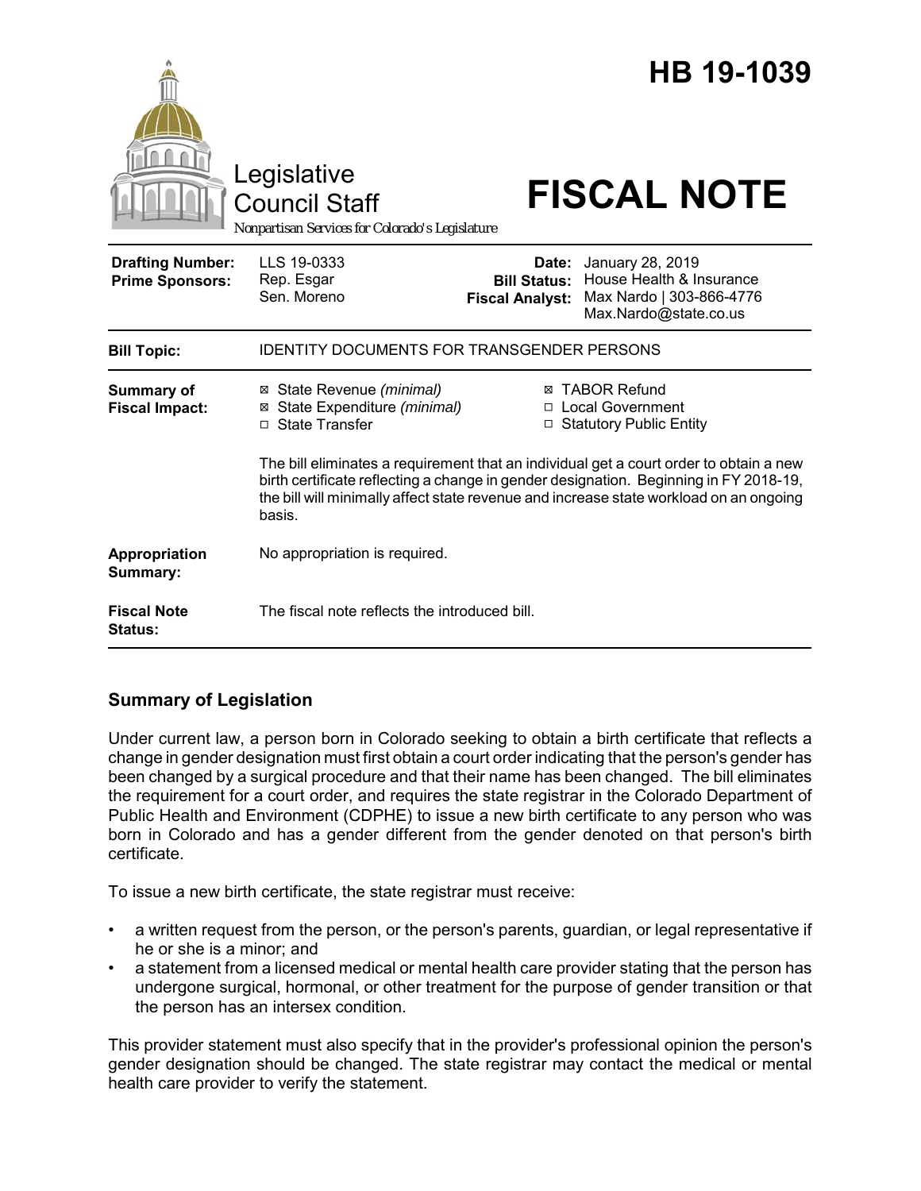# HB 19-1039

Legislative Council Staff

*Nonpartisan Services for Colorado's Legislature*

# FISCAL NOTE

| | | | |
|---|---|---|---|
| **Drafting Number:** | LLS 19-0333 | **Date:** | January 28, 2019 |
| **Prime Sponsors:** | Rep. Esgar<br>Sen. Moreno | **Bill Status:** | House Health & Insurance |
| | | **Fiscal Analyst:** | Max Nardo \| 303-866-4776<br>Max.Nardo@state.co.us |

| | |
|---|---|
| **Bill Topic:** | IDENTITY DOCUMENTS FOR TRANSGENDER PERSONS |
| **Summary of Fiscal Impact:** | ☒ State Revenue *(minimal)*<br>☒ State Expenditure *(minimal)*<br>☐ State Transfer<br>☒ TABOR Refund<br>☐ Local Government<br>☐ Statutory Public Entity<br><br>The bill eliminates a requirement that an individual get a court order to obtain a new birth certificate reflecting a change in gender designation. Beginning in FY 2018-19, the bill will minimally affect state revenue and increase state workload on an ongoing basis. |
| **Appropriation Summary:** | No appropriation is required. |
| **Fiscal Note Status:** | The fiscal note reflects the introduced bill. |

## Summary of Legislation

Under current law, a person born in Colorado seeking to obtain a birth certificate that reflects a change in gender designation must first obtain a court order indicating that the person's gender has been changed by a surgical procedure and that their name has been changed. The bill eliminates the requirement for a court order, and requires the state registrar in the Colorado Department of Public Health and Environment (CDPHE) to issue a new birth certificate to any person who was born in Colorado and has a gender different from the gender denoted on that person's birth certificate.

To issue a new birth certificate, the state registrar must receive:

- a written request from the person, or the person's parents, guardian, or legal representative if he or she is a minor; and
- a statement from a licensed medical or mental health care provider stating that the person has undergone surgical, hormonal, or other treatment for the purpose of gender transition or that the person has an intersex condition.

This provider statement must also specify that in the provider's professional opinion the person's gender designation should be changed. The state registrar may contact the medical or mental health care provider to verify the statement.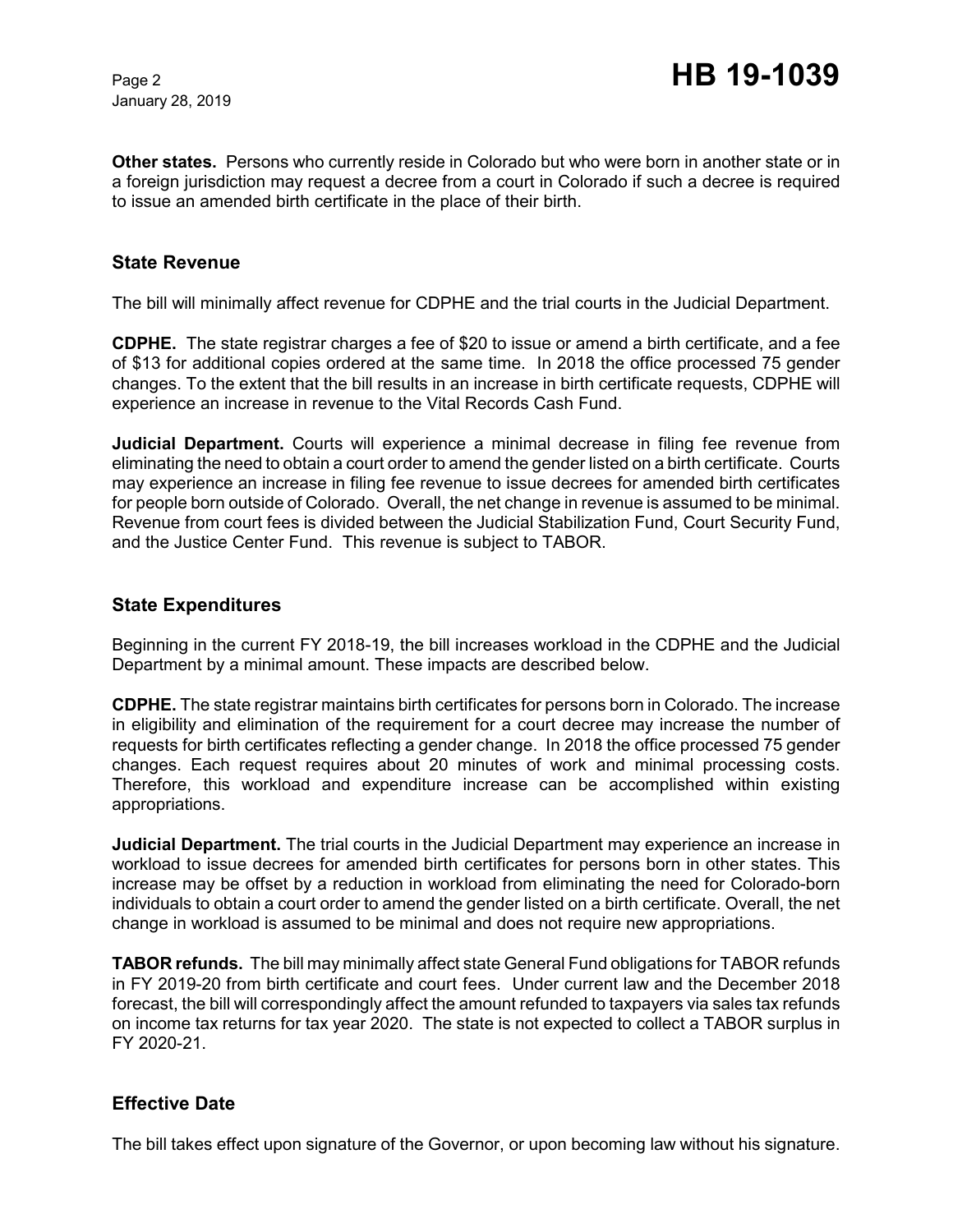**Other states.** Persons who currently reside in Colorado but who were born in another state or in a foreign jurisdiction may request a decree from a court in Colorado if such a decree is required to issue an amended birth certificate in the place of their birth.

## State Revenue

The bill will minimally affect revenue for CDPHE and the trial courts in the Judicial Department.

**CDPHE.** The state registrar charges a fee of $20 to issue or amend a birth certificate, and a fee of $13 for additional copies ordered at the same time. In 2018 the office processed 75 gender changes. To the extent that the bill results in an increase in birth certificate requests, CDPHE will experience an increase in revenue to the Vital Records Cash Fund.

**Judicial Department.** Courts will experience a minimal decrease in filing fee revenue from eliminating the need to obtain a court order to amend the gender listed on a birth certificate. Courts may experience an increase in filing fee revenue to issue decrees for amended birth certificates for people born outside of Colorado. Overall, the net change in revenue is assumed to be minimal. Revenue from court fees is divided between the Judicial Stabilization Fund, Court Security Fund, and the Justice Center Fund. This revenue is subject to TABOR.

## State Expenditures

Beginning in the current FY 2018-19, the bill increases workload in the CDPHE and the Judicial Department by a minimal amount. These impacts are described below.

**CDPHE.** The state registrar maintains birth certificates for persons born in Colorado. The increase in eligibility and elimination of the requirement for a court decree may increase the number of requests for birth certificates reflecting a gender change. In 2018 the office processed 75 gender changes. Each request requires about 20 minutes of work and minimal processing costs. Therefore, this workload and expenditure increase can be accomplished within existing appropriations.

**Judicial Department.** The trial courts in the Judicial Department may experience an increase in workload to issue decrees for amended birth certificates for persons born in other states. This increase may be offset by a reduction in workload from eliminating the need for Colorado-born individuals to obtain a court order to amend the gender listed on a birth certificate. Overall, the net change in workload is assumed to be minimal and does not require new appropriations.

**TABOR refunds.** The bill may minimally affect state General Fund obligations for TABOR refunds in FY 2019-20 from birth certificate and court fees. Under current law and the December 2018 forecast, the bill will correspondingly affect the amount refunded to taxpayers via sales tax refunds on income tax returns for tax year 2020. The state is not expected to collect a TABOR surplus in FY 2020-21.

## Effective Date

The bill takes effect upon signature of the Governor, or upon becoming law without his signature.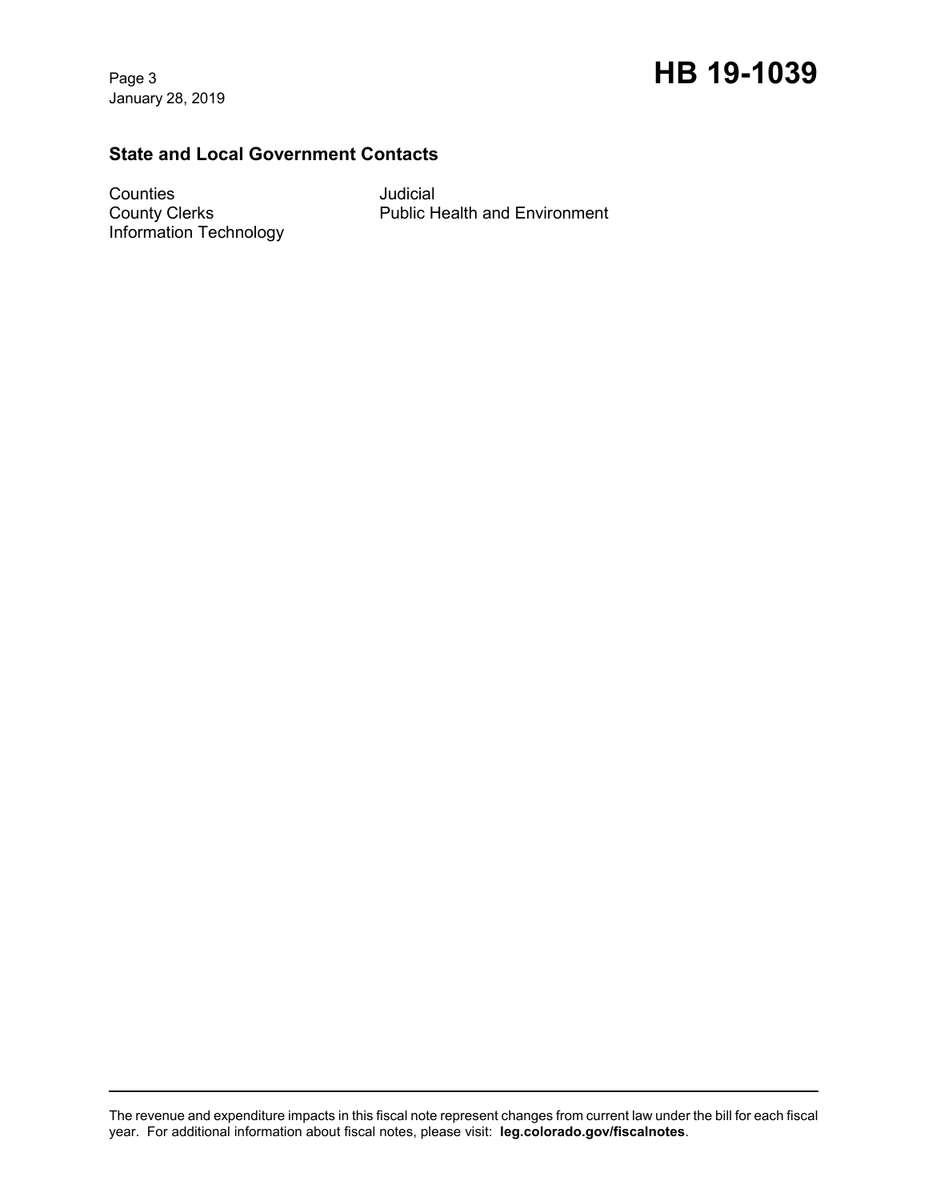## State and Local Government Contacts

Counties
County Clerks
Information Technology
Judicial
Public Health and Environment

The revenue and expenditure impacts in this fiscal note represent changes from current law under the bill for each fiscal year. For additional information about fiscal notes, please visit: **leg.colorado.gov/fiscalnotes**.